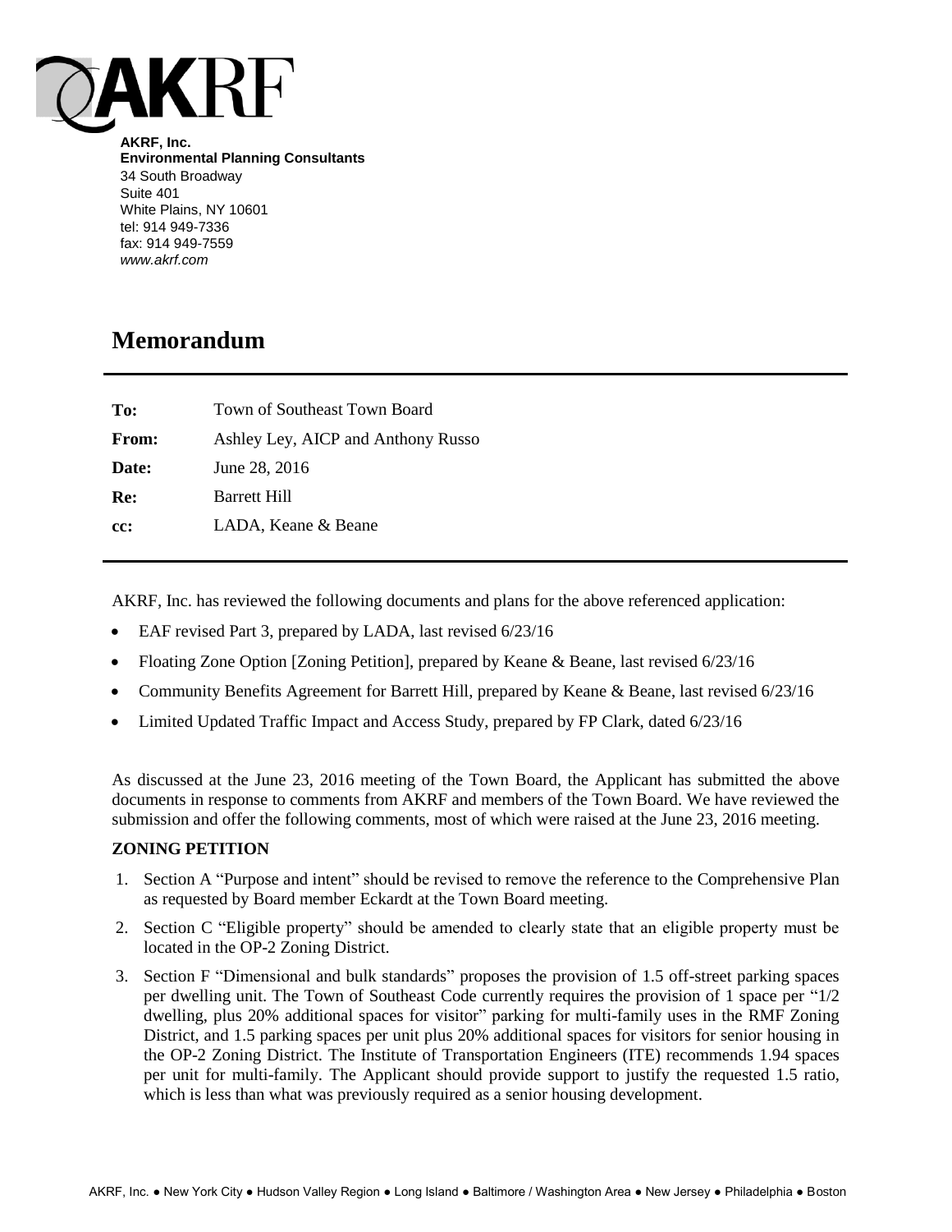**AKRF, Inc.**
**Environmental Planning Consultants**
34 South Broadway
Suite 401
White Plains, NY 10601
tel: 914 949-7336
fax: 914 949-7559
*www.akrf.com*

# Memorandum

| | |
|---|---|
| **To:** | Town of Southeast Town Board |
| **From:** | Ashley Ley, AICP and Anthony Russo |
| **Date:** | June 28, 2016 |
| **Re:** | Barrett Hill |
| **cc:** | LADA, Keane & Beane |

AKRF, Inc. has reviewed the following documents and plans for the above referenced application:

- EAF revised Part 3, prepared by LADA, last revised 6/23/16
- Floating Zone Option [Zoning Petition], prepared by Keane & Beane, last revised 6/23/16
- Community Benefits Agreement for Barrett Hill, prepared by Keane & Beane, last revised 6/23/16
- Limited Updated Traffic Impact and Access Study, prepared by FP Clark, dated 6/23/16

As discussed at the June 23, 2016 meeting of the Town Board, the Applicant has submitted the above documents in response to comments from AKRF and members of the Town Board. We have reviewed the submission and offer the following comments, most of which were raised at the June 23, 2016 meeting.

### ZONING PETITION

1. Section A "Purpose and intent" should be revised to remove the reference to the Comprehensive Plan as requested by Board member Eckardt at the Town Board meeting.
2. Section C "Eligible property" should be amended to clearly state that an eligible property must be located in the OP-2 Zoning District.
3. Section F "Dimensional and bulk standards" proposes the provision of 1.5 off-street parking spaces per dwelling unit. The Town of Southeast Code currently requires the provision of 1 space per "1/2 dwelling, plus 20% additional spaces for visitor" parking for multi-family uses in the RMF Zoning District, and 1.5 parking spaces per unit plus 20% additional spaces for visitors for senior housing in the OP-2 Zoning District. The Institute of Transportation Engineers (ITE) recommends 1.94 spaces per unit for multi-family. The Applicant should provide support to justify the requested 1.5 ratio, which is less than what was previously required as a senior housing development.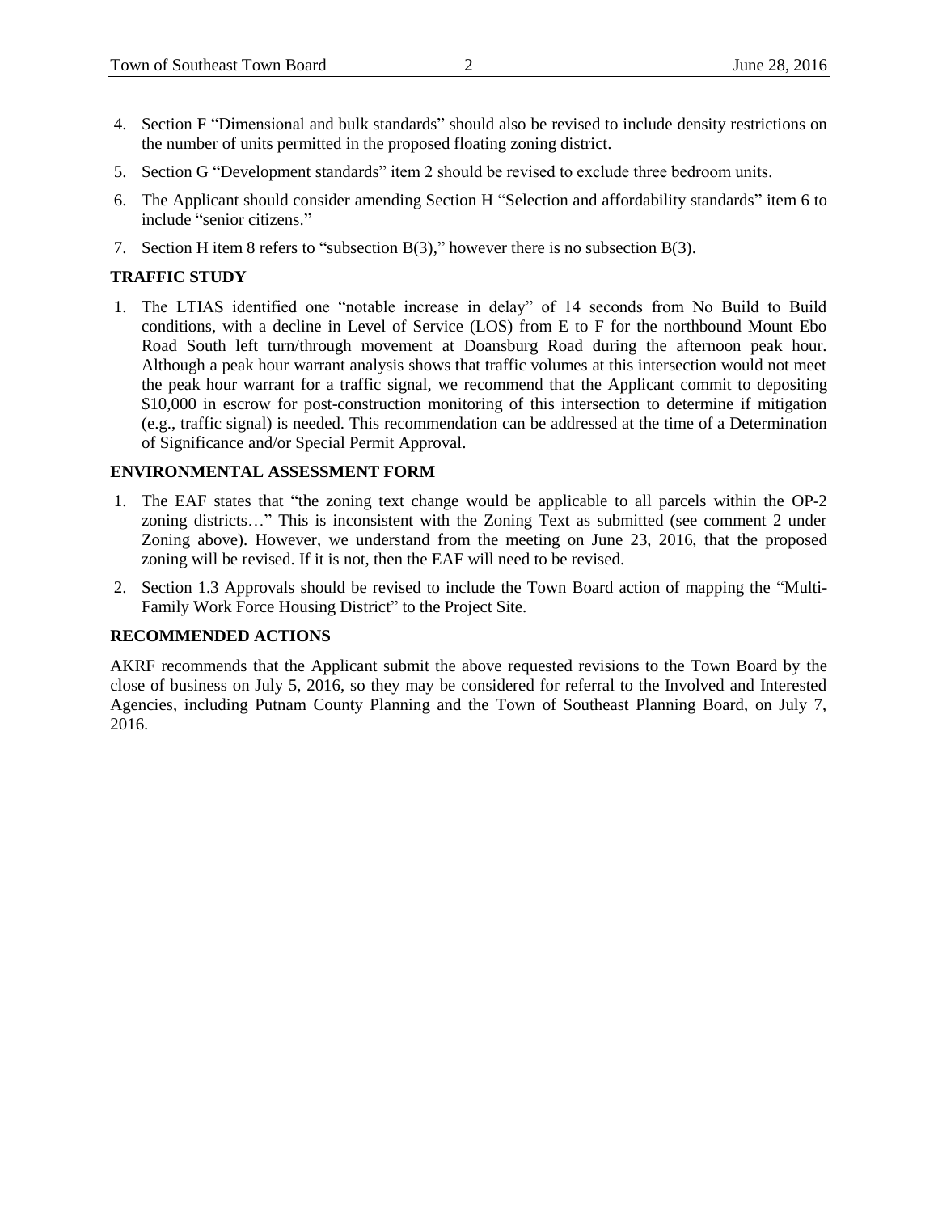4. Section F "Dimensional and bulk standards" should also be revised to include density restrictions on the number of units permitted in the proposed floating zoning district.
5. Section G "Development standards" item 2 should be revised to exclude three bedroom units.
6. The Applicant should consider amending Section H "Selection and affordability standards" item 6 to include "senior citizens."
7. Section H item 8 refers to "subsection B(3)," however there is no subsection B(3).

**TRAFFIC STUDY**

1. The LTIAS identified one "notable increase in delay" of 14 seconds from No Build to Build conditions, with a decline in Level of Service (LOS) from E to F for the northbound Mount Ebo Road South left turn/through movement at Doansburg Road during the afternoon peak hour. Although a peak hour warrant analysis shows that traffic volumes at this intersection would not meet the peak hour warrant for a traffic signal, we recommend that the Applicant commit to depositing $10,000 in escrow for post-construction monitoring of this intersection to determine if mitigation (e.g., traffic signal) is needed. This recommendation can be addressed at the time of a Determination of Significance and/or Special Permit Approval.

**ENVIRONMENTAL ASSESSMENT FORM**

1. The EAF states that "the zoning text change would be applicable to all parcels within the OP-2 zoning districts…" This is inconsistent with the Zoning Text as submitted (see comment 2 under Zoning above). However, we understand from the meeting on June 23, 2016, that the proposed zoning will be revised. If it is not, then the EAF will need to be revised.
2. Section 1.3 Approvals should be revised to include the Town Board action of mapping the "Multi-Family Work Force Housing District" to the Project Site.

**RECOMMENDED ACTIONS**

AKRF recommends that the Applicant submit the above requested revisions to the Town Board by the close of business on July 5, 2016, so they may be considered for referral to the Involved and Interested Agencies, including Putnam County Planning and the Town of Southeast Planning Board, on July 7, 2016.